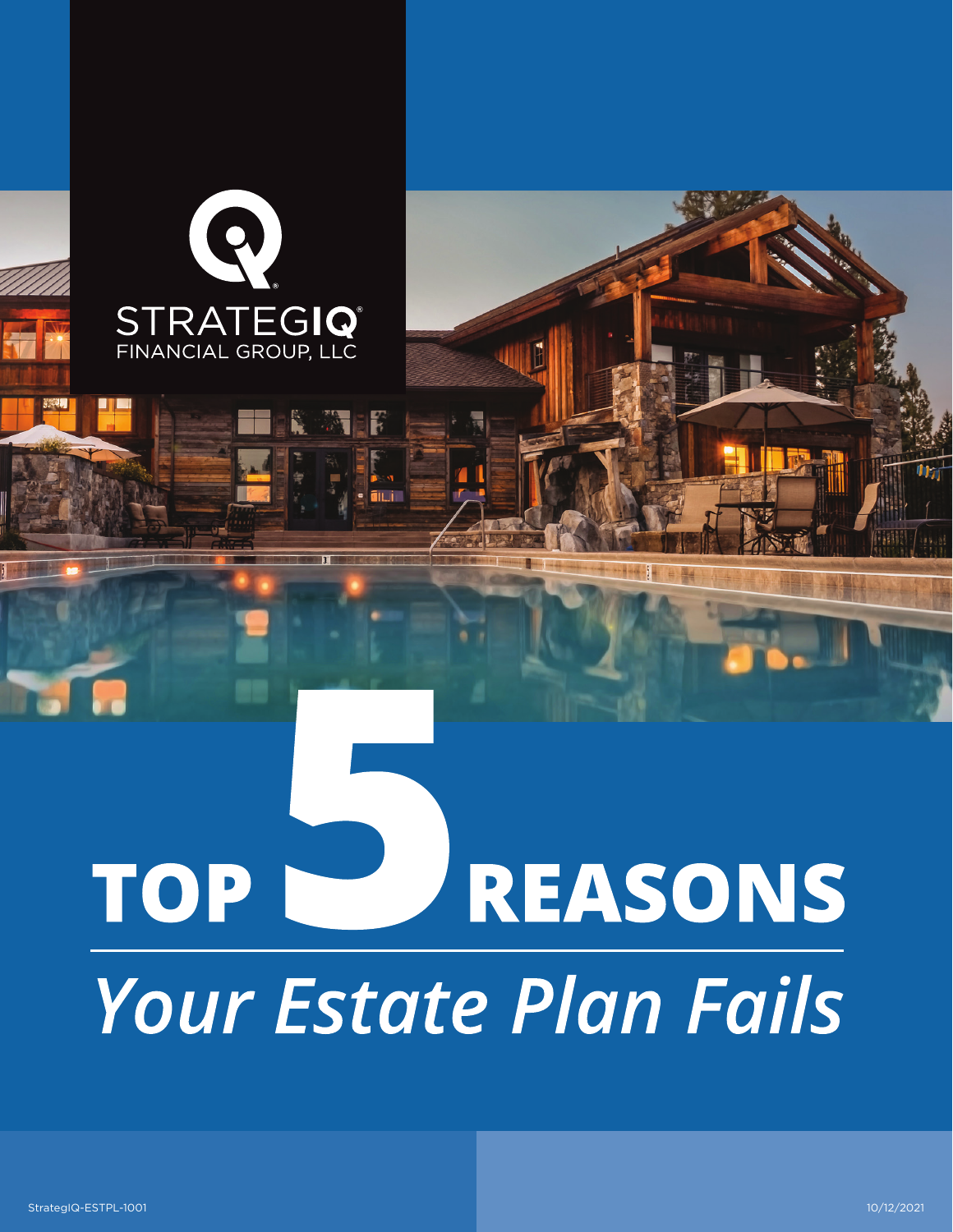STRATEGIQ®
FINANCIAL GROUP, LLC

# TOP 5 REASONS

## *Your Estate Plan Fails*

StrategIQ-ESTPL-1001

10/12/2021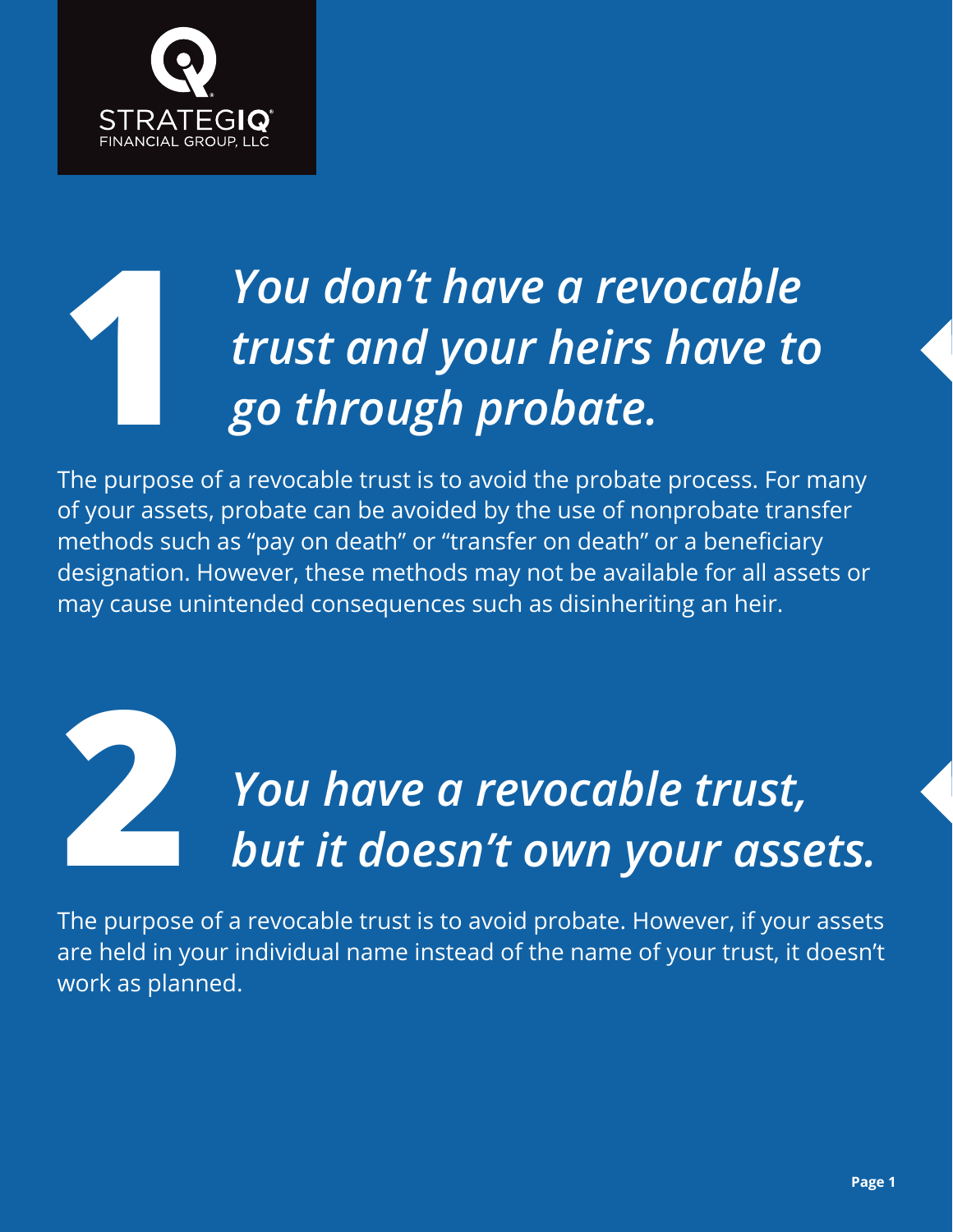## 1 *You don't have a revocable trust and your heirs have to go through probate.*

The purpose of a revocable trust is to avoid the probate process. For many of your assets, probate can be avoided by the use of nonprobate transfer methods such as "pay on death" or "transfer on death" or a beneficiary designation. However, these methods may not be available for all assets or may cause unintended consequences such as disinheriting an heir.

## 2 *You have a revocable trust, but it doesn't own your assets.*

The purpose of a revocable trust is to avoid probate. However, if your assets are held in your individual name instead of the name of your trust, it doesn't work as planned.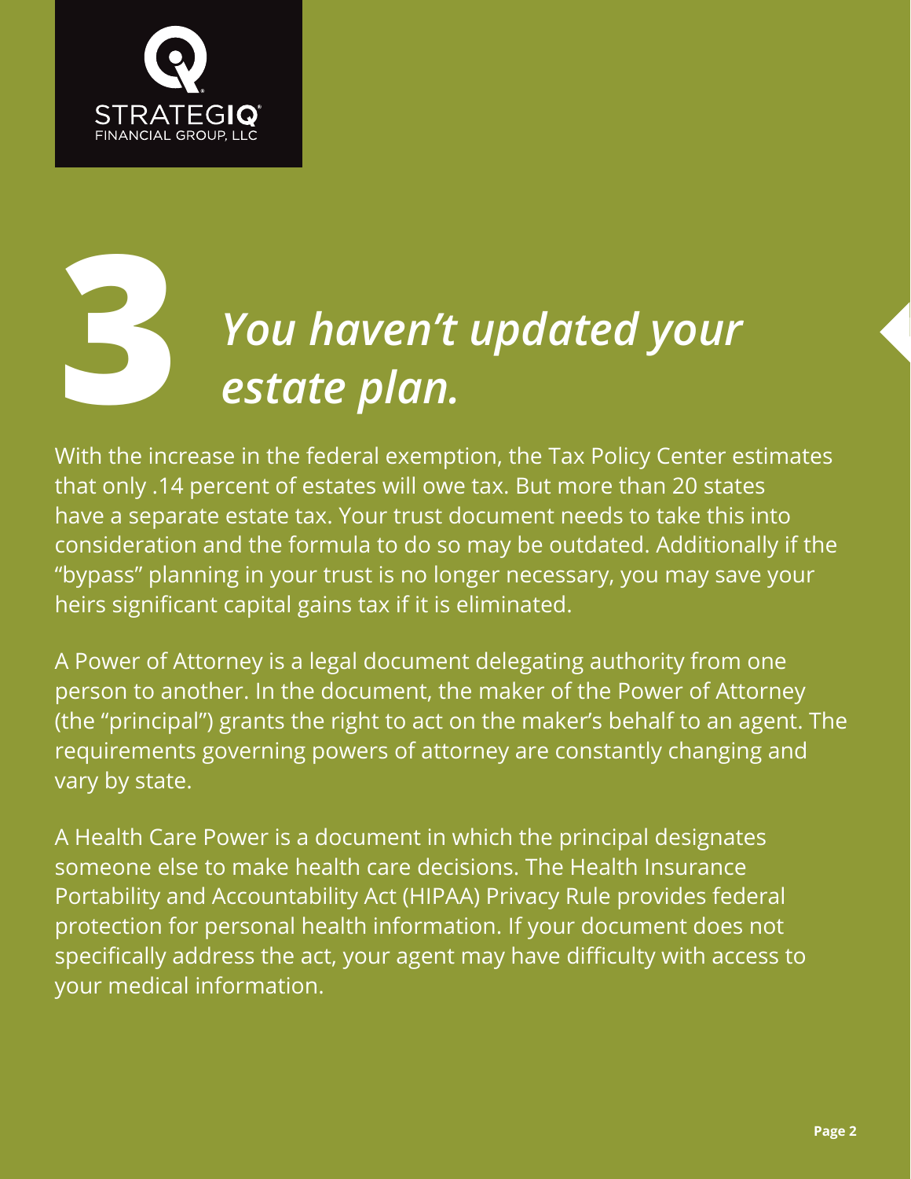STRATEGIQ
FINANCIAL GROUP, LLC

# 3 *You haven't updated your estate plan.*

With the increase in the federal exemption, the Tax Policy Center estimates that only .14 percent of estates will owe tax. But more than 20 states have a separate estate tax. Your trust document needs to take this into consideration and the formula to do so may be outdated. Additionally if the "bypass" planning in your trust is no longer necessary, you may save your heirs significant capital gains tax if it is eliminated.

A Power of Attorney is a legal document delegating authority from one person to another. In the document, the maker of the Power of Attorney (the "principal") grants the right to act on the maker's behalf to an agent. The requirements governing powers of attorney are constantly changing and vary by state.

A Health Care Power is a document in which the principal designates someone else to make health care decisions. The Health Insurance Portability and Accountability Act (HIPAA) Privacy Rule provides federal protection for personal health information. If your document does not specifically address the act, your agent may have difficulty with access to your medical information.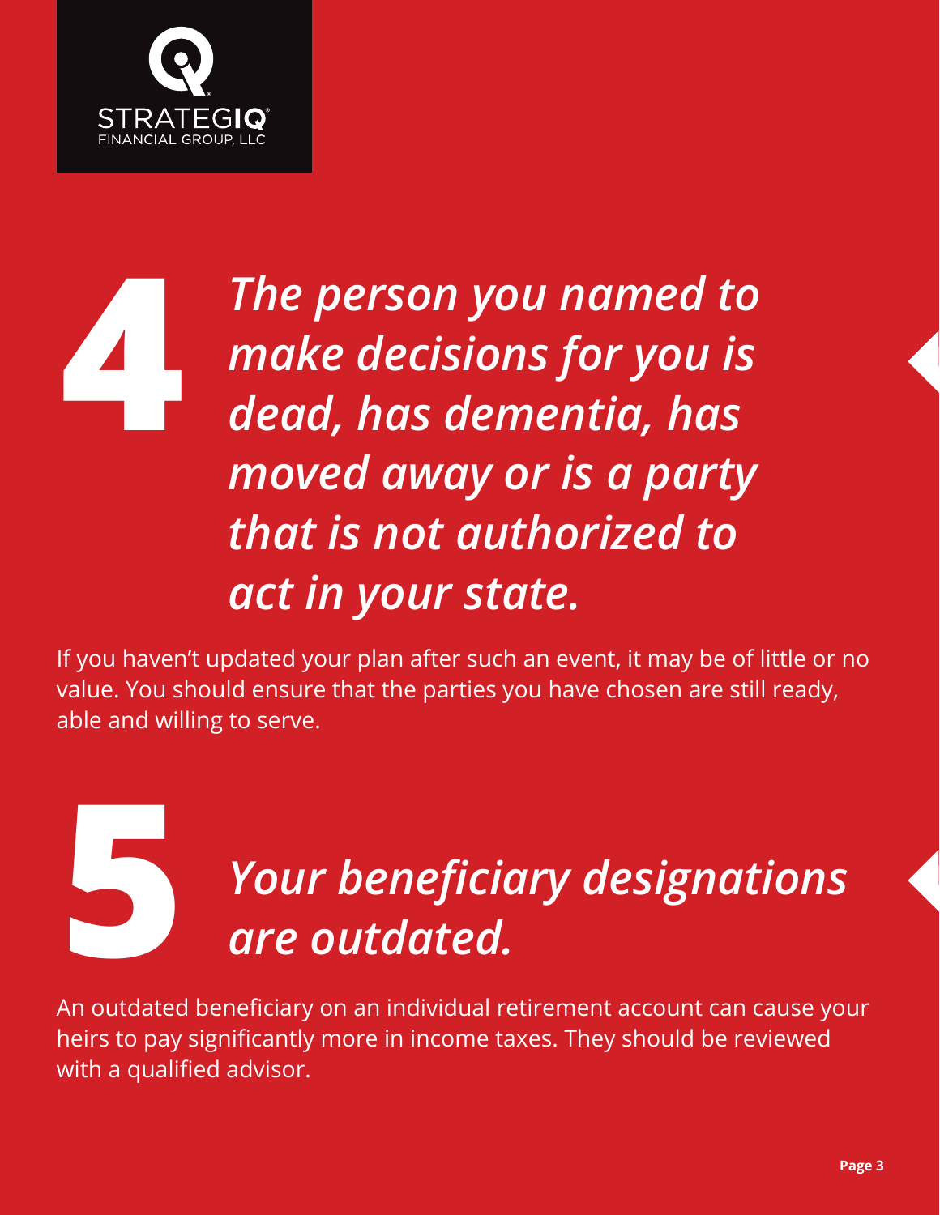## 4 *The person you named to make decisions for you is dead, has dementia, has moved away or is a party that is not authorized to act in your state.*

If you haven't updated your plan after such an event, it may be of little or no value. You should ensure that the parties you have chosen are still ready, able and willing to serve.

## 5 *Your beneficiary designations are outdated.*

An outdated beneficiary on an individual retirement account can cause your heirs to pay significantly more in income taxes. They should be reviewed with a qualified advisor.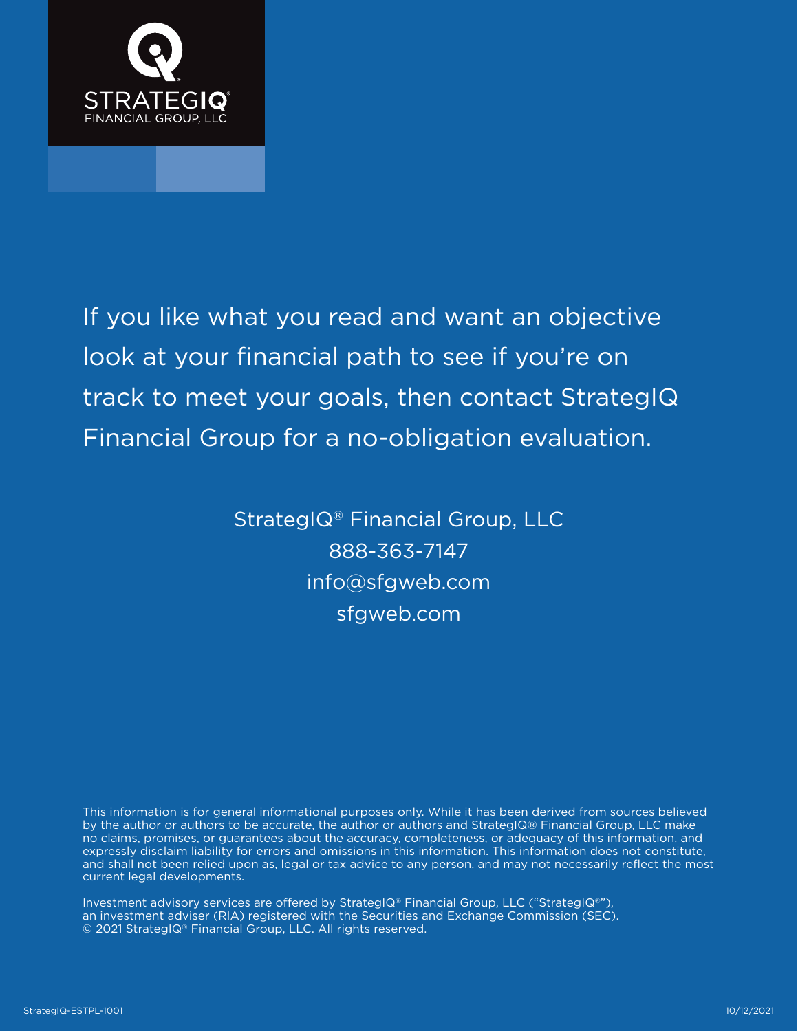STRATEGIQ®
FINANCIAL GROUP, LLC

If you like what you read and want an objective look at your financial path to see if you're on track to meet your goals, then contact StrategIQ Financial Group for a no-obligation evaluation.

StrategIQ® Financial Group, LLC
888-363-7147
info@sfgweb.com
sfgweb.com

This information is for general informational purposes only. While it has been derived from sources believed by the author or authors to be accurate, the author or authors and StrategIQ® Financial Group, LLC make no claims, promises, or guarantees about the accuracy, completeness, or adequacy of this information, and expressly disclaim liability for errors and omissions in this information. This information does not constitute, and shall not been relied upon as, legal or tax advice to any person, and may not necessarily reflect the most current legal developments.

Investment advisory services are offered by StrategIQ® Financial Group, LLC ("StrategIQ®"), an investment adviser (RIA) registered with the Securities and Exchange Commission (SEC).
© 2021 StrategIQ® Financial Group, LLC. All rights reserved.

StrategIQ-ESTPL-1001

10/12/2021